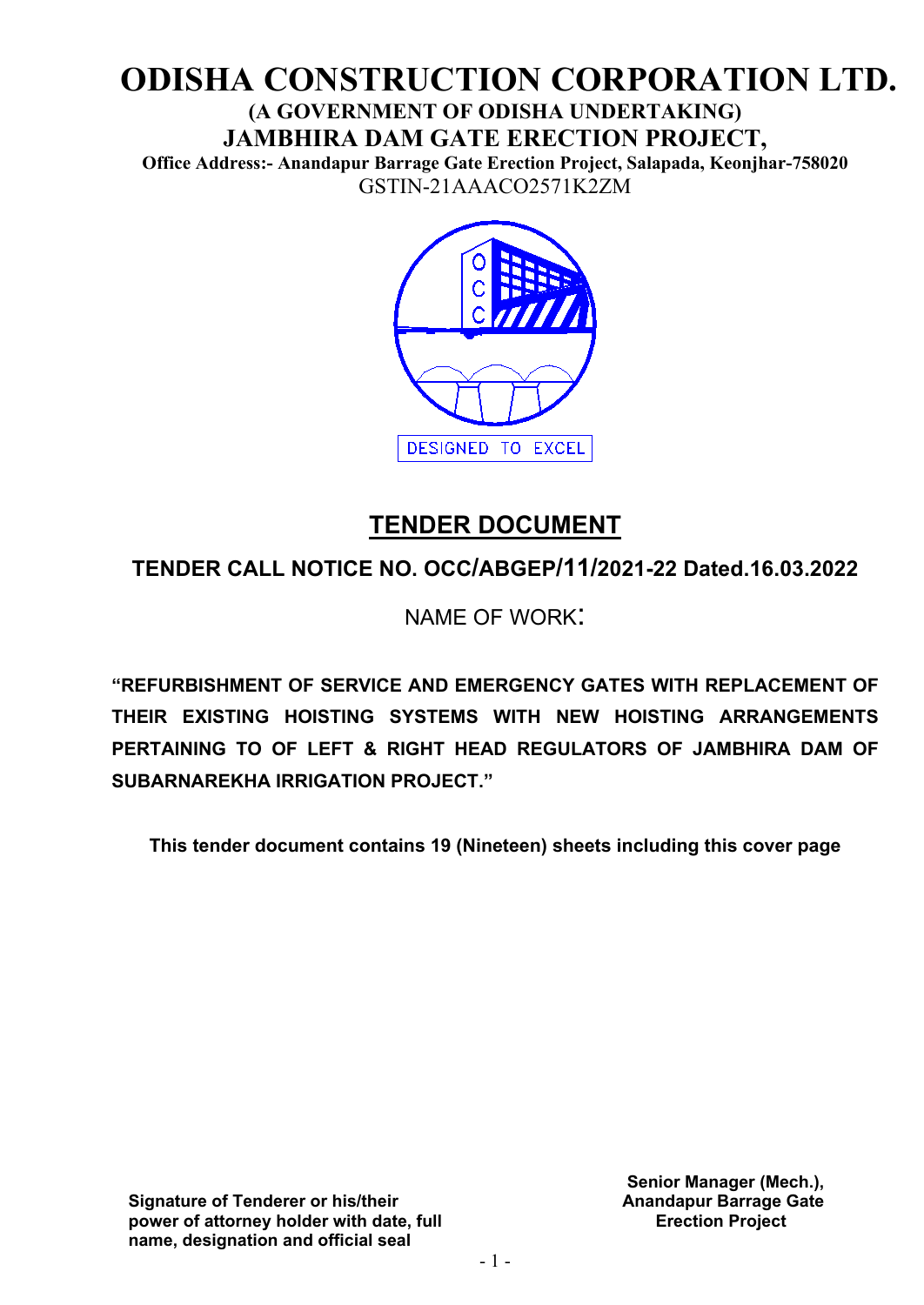# ODISHA CONSTRUCTION CORPORATION LTD.

**(A GOVERNMENT OF ODISHA UNDERTAKING)**

**JAMBHIRA DAM GATE ERECTION PROJECT,**

**Office Address:- Anandapur Barrage Gate Erection Project, Salapada, Keonjhar-758020**

GSTIN-21AAACO2571K2ZM

DESIGNED TO EXCEL

## TENDER DOCUMENT

**TENDER CALL NOTICE NO. OCC/ABGEP/11/2021-22 Dated.16.03.2022**

NAME OF WORK:

**"REFURBISHMENT OF SERVICE AND EMERGENCY GATES WITH REPLACEMENT OF THEIR EXISTING HOISTING SYSTEMS WITH NEW HOISTING ARRANGEMENTS PERTAINING TO OF LEFT & RIGHT HEAD REGULATORS OF JAMBHIRA DAM OF SUBARNAREKHA IRRIGATION PROJECT."**

**This tender document contains 19 (Nineteen) sheets including this cover page**

**Signature of Tenderer or his/their power of attorney holder with date, full name, designation and official seal**

**Senior Manager (Mech.), Anandapur Barrage Gate Erection Project**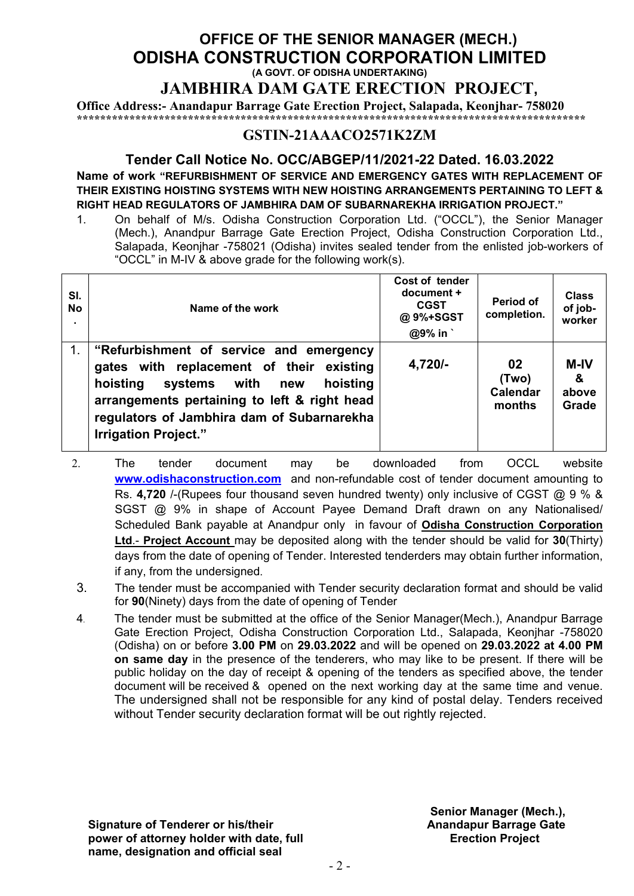# OFFICE OF THE SENIOR MANAGER (MECH.)
# ODISHA CONSTRUCTION CORPORATION LIMITED

**(A GOVT. OF ODISHA UNDERTAKING)**

## JAMBHIRA DAM GATE ERECTION PROJECT,

**Office Address:- Anandapur Barrage Gate Erection Project, Salapada, Keonjhar- 758020**

***********************************************************************************************

**GSTIN-21AAACO2571K2ZM**

## Tender Call Notice No. OCC/ABGEP/11/2021-22 Dated. 16.03.2022

**Name of work "REFURBISHMENT OF SERVICE AND EMERGENCY GATES WITH REPLACEMENT OF THEIR EXISTING HOISTING SYSTEMS WITH NEW HOISTING ARRANGEMENTS PERTAINING TO LEFT & RIGHT HEAD REGULATORS OF JAMBHIRA DAM OF SUBARNAREKHA IRRIGATION PROJECT."**

1. On behalf of M/s. Odisha Construction Corporation Ltd. ("OCCL"), the Senior Manager (Mech.), Anandpur Barrage Gate Erection Project, Odisha Construction Corporation Ltd., Salapada, Keonjhar -758021 (Odisha) invites sealed tender from the enlisted job-workers of "OCCL" in M-IV & above grade for the following work(s).

| Sl. No. | Name of the work | Cost of tender document + CGST @ 9%+SGST @9% in ` | Period of completion. | Class of job-worker |
|---|---|---|---|---|
| 1. | **"Refurbishment of service and emergency gates with replacement of their existing hoisting systems with new hoisting arrangements pertaining to left & right head regulators of Jambhira dam of Subarnarekha Irrigation Project."** | **4,720/-** | **02 (Two) Calendar months** | **M-IV & above Grade** |

2. The tender document may be downloaded from OCCL website **www.odishaconstruction.com** and non-refundable cost of tender document amounting to Rs. **4,720** /-(Rupees four thousand seven hundred twenty) only inclusive of CGST @ 9 % & SGST @ 9% in shape of Account Payee Demand Draft drawn on any Nationalised/ Scheduled Bank payable at Anandpur only in favour of **Odisha Construction Corporation Ltd**.- **Project Account** may be deposited along with the tender should be valid for **30**(Thirty) days from the date of opening of Tender. Interested tenderders may obtain further information, if any, from the undersigned.
3. The tender must be accompanied with Tender security declaration format and should be valid for **90**(Ninety) days from the date of opening of Tender
4. The tender must be submitted at the office of the Senior Manager(Mech.), Anandpur Barrage Gate Erection Project, Odisha Construction Corporation Ltd., Salapada, Keonjhar -758020 (Odisha) on or before **3.00 PM** on **29.03.2022** and will be opened on **29.03.2022 at 4.00 PM on same day** in the presence of the tenderers, who may like to be present. If there will be public holiday on the day of receipt & opening of the tenders as specified above, the tender document will be received & opened on the next working day at the same time and venue. The undersigned shall not be responsible for any kind of postal delay. Tenders received without Tender security declaration format will be out rightly rejected.

**Senior Manager (Mech.),**
**Anandapur Barrage Gate**
**Erection Project**

**Signature of Tenderer or his/their power of attorney holder with date, full name, designation and official seal**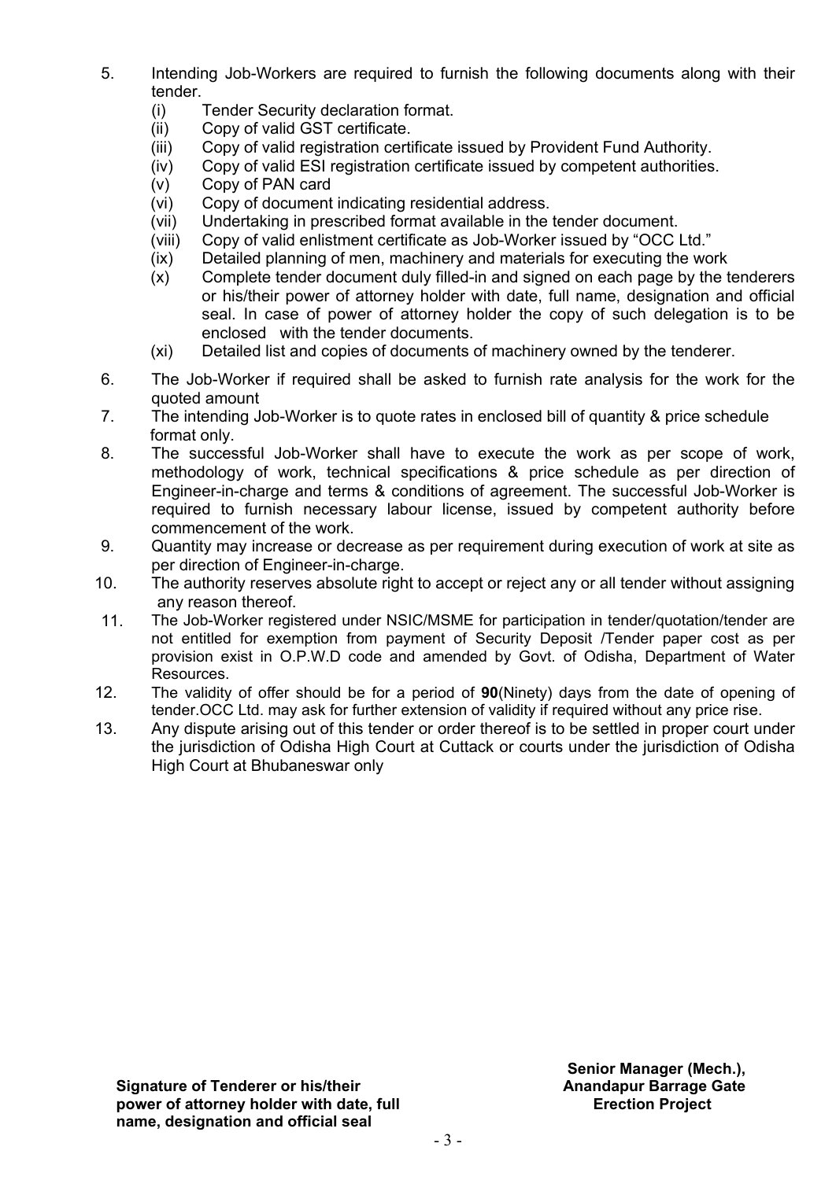5. Intending Job-Workers are required to furnish the following documents along with their tender.
   - (i) Tender Security declaration format.
   - (ii) Copy of valid GST certificate.
   - (iii) Copy of valid registration certificate issued by Provident Fund Authority.
   - (iv) Copy of valid ESI registration certificate issued by competent authorities.
   - (v) Copy of PAN card
   - (vi) Copy of document indicating residential address.
   - (vii) Undertaking in prescribed format available in the tender document.
   - (viii) Copy of valid enlistment certificate as Job-Worker issued by "OCC Ltd."
   - (ix) Detailed planning of men, machinery and materials for executing the work
   - (x) Complete tender document duly filled-in and signed on each page by the tenderers or his/their power of attorney holder with date, full name, designation and official seal. In case of power of attorney holder the copy of such delegation is to be enclosed with the tender documents.
   - (xi) Detailed list and copies of documents of machinery owned by the tenderer.
6. The Job-Worker if required shall be asked to furnish rate analysis for the work for the quoted amount
7. The intending Job-Worker is to quote rates in enclosed bill of quantity & price schedule format only.
8. The successful Job-Worker shall have to execute the work as per scope of work, methodology of work, technical specifications & price schedule as per direction of Engineer-in-charge and terms & conditions of agreement. The successful Job-Worker is required to furnish necessary labour license, issued by competent authority before commencement of the work.
9. Quantity may increase or decrease as per requirement during execution of work at site as per direction of Engineer-in-charge.
10. The authority reserves absolute right to accept or reject any or all tender without assigning any reason thereof.
11. The Job-Worker registered under NSIC/MSME for participation in tender/quotation/tender are not entitled for exemption from payment of Security Deposit /Tender paper cost as per provision exist in O.P.W.D code and amended by Govt. of Odisha, Department of Water Resources.
12. The validity of offer should be for a period of **90**(Ninety) days from the date of opening of tender.OCC Ltd. may ask for further extension of validity if required without any price rise.
13. Any dispute arising out of this tender or order thereof is to be settled in proper court under the jurisdiction of Odisha High Court at Cuttack or courts under the jurisdiction of Odisha High Court at Bhubaneswar only

**Signature of Tenderer or his/their power of attorney holder with date, full name, designation and official seal**

**Senior Manager (Mech.), Anandapur Barrage Gate Erection Project**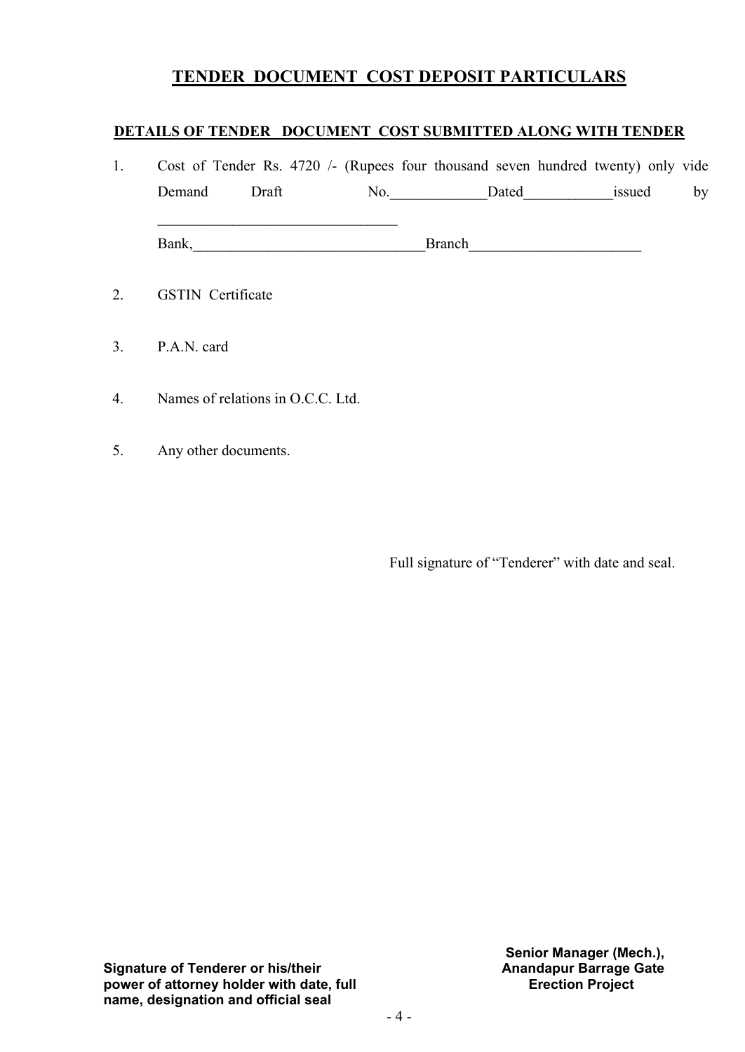# TENDER DOCUMENT COST DEPOSIT PARTICULARS

**DETAILS OF TENDER DOCUMENT COST SUBMITTED ALONG WITH TENDER**

1. Cost of Tender Rs. 4720 /- (Rupees four thousand seven hundred twenty) only vide Demand Draft No.\_\_\_\_\_\_\_\_\_\_\_\_\_Dated\_\_\_\_\_\_\_\_\_\_\_\_issued by \_\_\_\_\_\_\_\_\_\_\_\_\_\_\_\_\_\_\_\_\_\_\_\_\_\_\_\_\_\_\_\_\_

   Bank,\_\_\_\_\_\_\_\_\_\_\_\_\_\_\_\_\_\_\_\_\_\_\_\_\_\_\_\_\_\_\_Branch\_\_\_\_\_\_\_\_\_\_\_\_\_\_\_\_\_\_\_\_\_\_\_

2. GSTIN Certificate

3. P.A.N. card

4. Names of relations in O.C.C. Ltd.

5. Any other documents.

Full signature of "Tenderer" with date and seal.

**Signature of Tenderer or his/their power of attorney holder with date, full name, designation and official seal**

**Senior Manager (Mech.), Anandapur Barrage Gate Erection Project**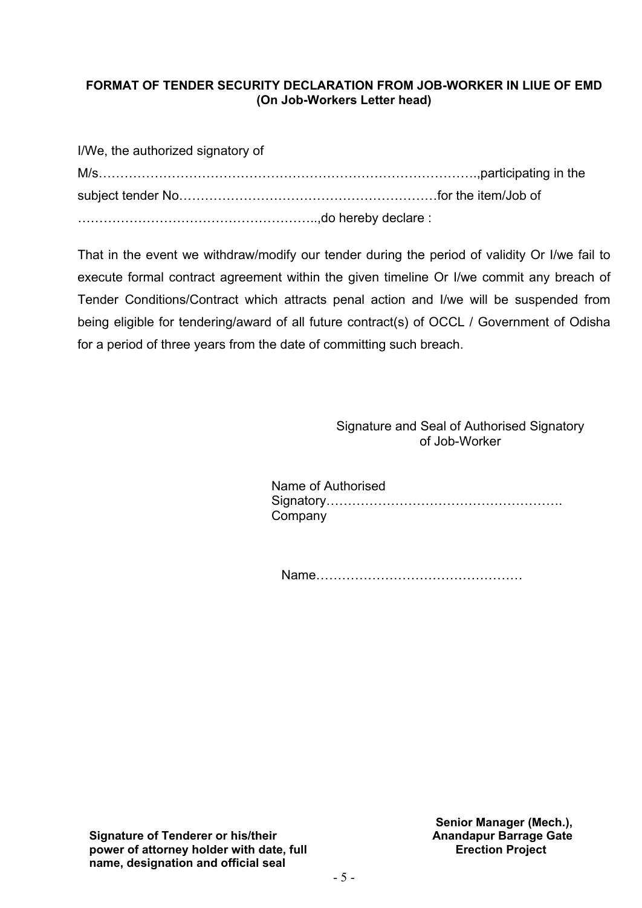**FORMAT OF TENDER SECURITY DECLARATION FROM JOB-WORKER IN LIUE OF EMD**
**(On Job-Workers Letter head)**

I/We, the authorized signatory of M/s…………………………………………………………………………….,participating in the subject tender No……………………………………………………for the item/Job of ………………………………………………..,do hereby declare :

That in the event we withdraw/modify our tender during the period of validity Or I/we fail to execute formal contract agreement within the given timeline Or I/we commit any breach of Tender Conditions/Contract which attracts penal action and I/we will be suspended from being eligible for tendering/award of all future contract(s) of OCCL / Government of Odisha for a period of three years from the date of committing such breach.

Signature and Seal of Authorised Signatory of Job-Worker

Name of Authorised Signatory……………………………………………….
Company

Name…………………………………………

**Signature of Tenderer or his/their power of attorney holder with date, full name, designation and official seal**

**Senior Manager (Mech.), Anandapur Barrage Gate Erection Project**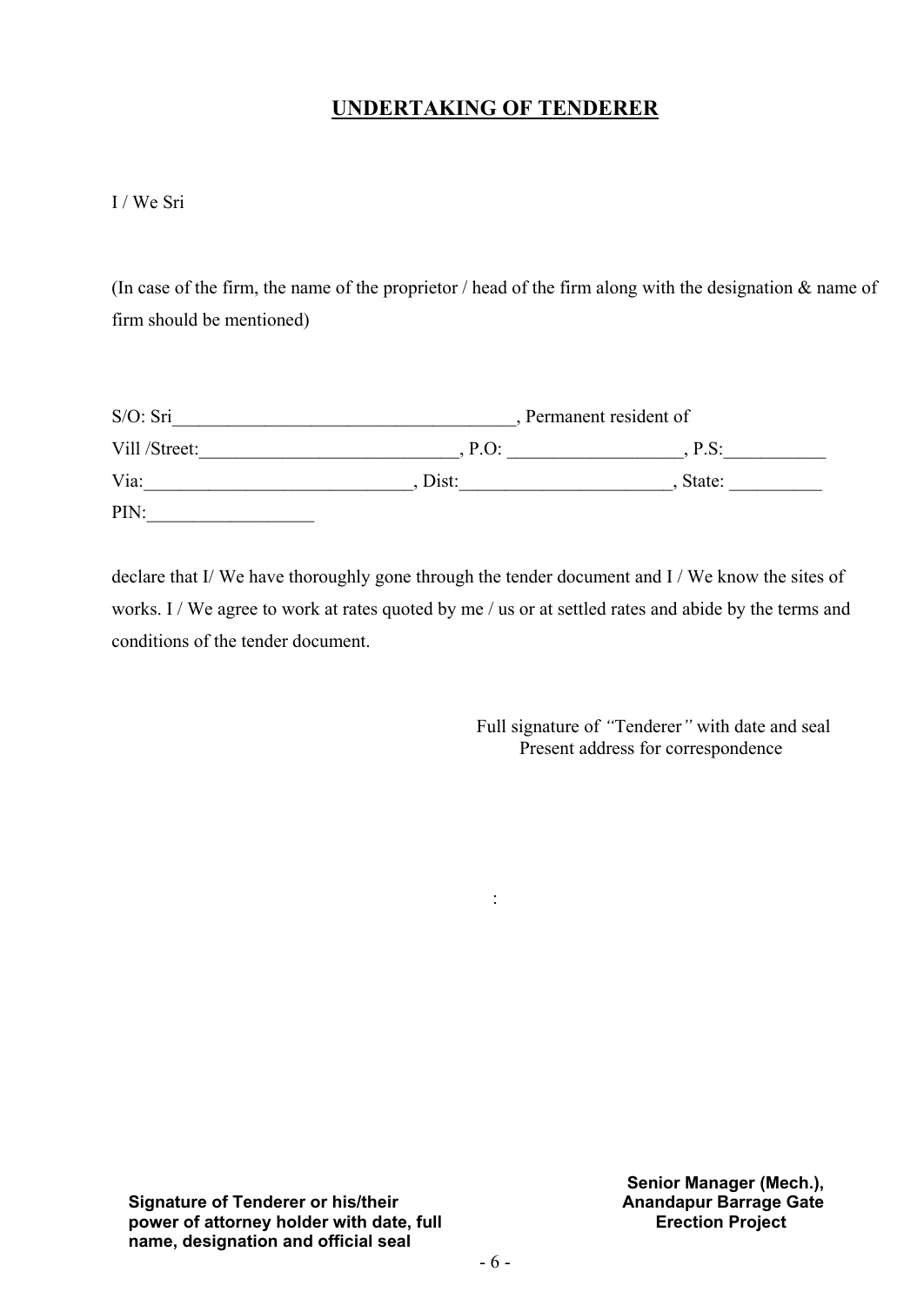## UNDERTAKING OF TENDERER

I / We Sri

(In case of the firm, the name of the proprietor / head of the firm along with the designation & name of firm should be mentioned)

S/O: Sri_____________________________________, Permanent resident of
Vill /Street:____________________________, P.O: __________________, P.S:___________
Via:_____________________________, Dist:______________________, State: __________
PIN:__________________

declare that I/ We have thoroughly gone through the tender document and I / We know the sites of works. I / We agree to work at rates quoted by me / us or at settled rates and abide by the terms and conditions of the tender document.

Full signature of *"*Tenderer*"* with date and seal
Present address for correspondence

:

**Signature of Tenderer or his/their power of attorney holder with date, full name, designation and official seal**

**Senior Manager (Mech.), Anandapur Barrage Gate Erection Project**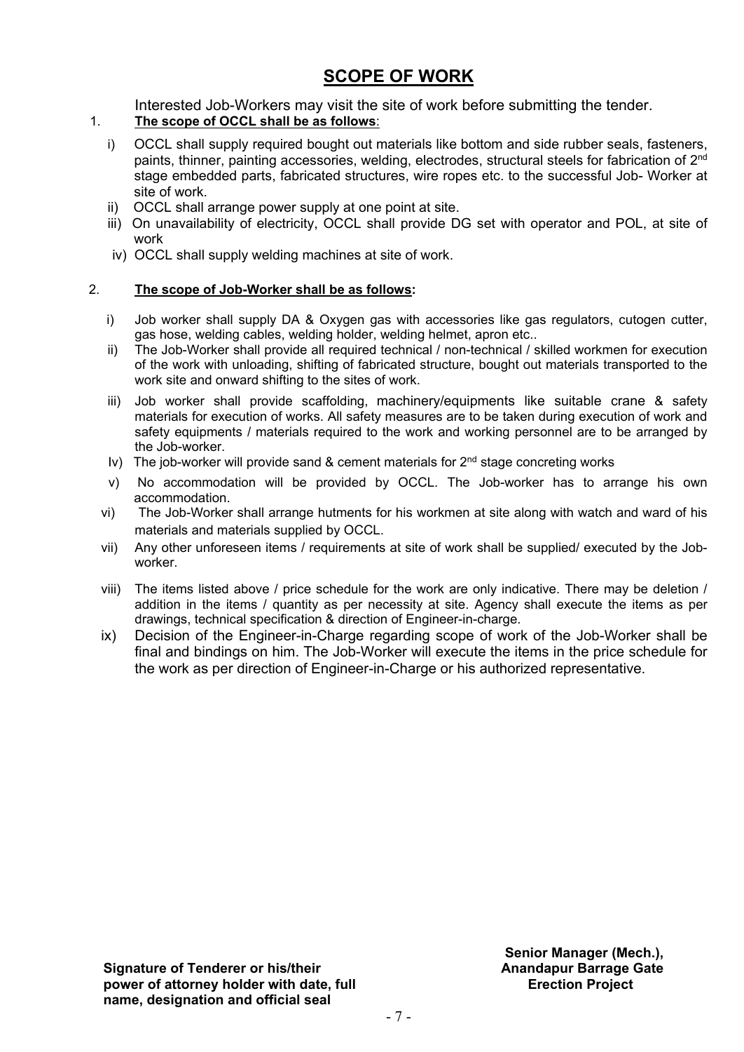# SCOPE OF WORK

Interested Job-Workers may visit the site of work before submitting the tender.

1. **The scope of OCCL shall be as follows**:

   i) OCCL shall supply required bought out materials like bottom and side rubber seals, fasteners, paints, thinner, painting accessories, welding, electrodes, structural steels for fabrication of 2nd stage embedded parts, fabricated structures, wire ropes etc. to the successful Job- Worker at site of work.

   ii) OCCL shall arrange power supply at one point at site.

   iii) On unavailability of electricity, OCCL shall provide DG set with operator and POL, at site of work

   iv) OCCL shall supply welding machines at site of work.

2. **The scope of Job-Worker shall be as follows:**

   i) Job worker shall supply DA & Oxygen gas with accessories like gas regulators, cutogen cutter, gas hose, welding cables, welding holder, welding helmet, apron etc..

   ii) The Job-Worker shall provide all required technical / non-technical / skilled workmen for execution of the work with unloading, shifting of fabricated structure, bought out materials transported to the work site and onward shifting to the sites of work.

   iii) Job worker shall provide scaffolding, machinery/equipments like suitable crane & safety materials for execution of works. All safety measures are to be taken during execution of work and safety equipments / materials required to the work and working personnel are to be arranged by the Job-worker.

   Iv) The job-worker will provide sand & cement materials for 2nd stage concreting works

   v) No accommodation will be provided by OCCL. The Job-worker has to arrange his own accommodation.

   vi) The Job-Worker shall arrange hutments for his workmen at site along with watch and ward of his materials and materials supplied by OCCL.

   vii) Any other unforeseen items / requirements at site of work shall be supplied/ executed by the Job-worker.

   viii) The items listed above / price schedule for the work are only indicative. There may be deletion / addition in the items / quantity as per necessity at site. Agency shall execute the items as per drawings, technical specification & direction of Engineer-in-charge.

   ix) Decision of the Engineer-in-Charge regarding scope of work of the Job-Worker shall be final and bindings on him. The Job-Worker will execute the items in the price schedule for the work as per direction of Engineer-in-Charge or his authorized representative.

**Signature of Tenderer or his/their power of attorney holder with date, full name, designation and official seal**

**Senior Manager (Mech.), Anandapur Barrage Gate Erection Project**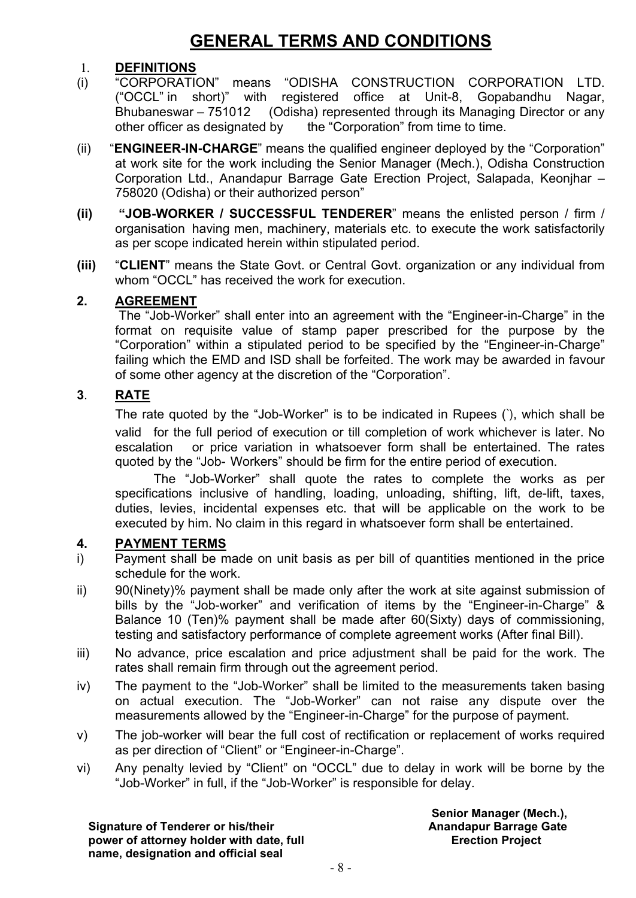# GENERAL TERMS AND CONDITIONS

1. **DEFINITIONS**

(i) "CORPORATION" means "ODISHA CONSTRUCTION CORPORATION LTD. ("OCCL" in short)" with registered office at Unit-8, Gopabandhu Nagar, Bhubaneswar – 751012 (Odisha) represented through its Managing Director or any other officer as designated by the "Corporation" from time to time.

(ii) "**ENGINEER-IN-CHARGE**" means the qualified engineer deployed by the "Corporation" at work site for the work including the Senior Manager (Mech.), Odisha Construction Corporation Ltd., Anandapur Barrage Gate Erection Project, Salapada, Keonjhar – 758020 (Odisha) or their authorized person"

**(ii)** **"JOB-WORKER / SUCCESSFUL TENDERER"** means the enlisted person / firm / organisation having men, machinery, materials etc. to execute the work satisfactorily as per scope indicated herein within stipulated period.

**(iii)** "**CLIENT**" means the State Govt. or Central Govt. organization or any individual from whom "OCCL" has received the work for execution.

**2. AGREEMENT**

The "Job-Worker" shall enter into an agreement with the "Engineer-in-Charge" in the format on requisite value of stamp paper prescribed for the purpose by the "Corporation" within a stipulated period to be specified by the "Engineer-in-Charge" failing which the EMD and ISD shall be forfeited. The work may be awarded in favour of some other agency at the discretion of the "Corporation".

**3. RATE**

The rate quoted by the "Job-Worker" is to be indicated in Rupees (`), which shall be valid for the full period of execution or till completion of work whichever is later. No escalation or price variation in whatsoever form shall be entertained. The rates quoted by the "Job- Workers" should be firm for the entire period of execution.

The "Job-Worker" shall quote the rates to complete the works as per specifications inclusive of handling, loading, unloading, shifting, lift, de-lift, taxes, duties, levies, incidental expenses etc. that will be applicable on the work to be executed by him. No claim in this regard in whatsoever form shall be entertained.

**4. PAYMENT TERMS**

i) Payment shall be made on unit basis as per bill of quantities mentioned in the price schedule for the work.

ii) 90(Ninety)% payment shall be made only after the work at site against submission of bills by the "Job-worker" and verification of items by the "Engineer-in-Charge" & Balance 10 (Ten)% payment shall be made after 60(Sixty) days of commissioning, testing and satisfactory performance of complete agreement works (After final Bill).

iii) No advance, price escalation and price adjustment shall be paid for the work. The rates shall remain firm through out the agreement period.

iv) The payment to the "Job-Worker" shall be limited to the measurements taken basing on actual execution. The "Job-Worker" can not raise any dispute over the measurements allowed by the "Engineer-in-Charge" for the purpose of payment.

v) The job-worker will bear the full cost of rectification or replacement of works required as per direction of "Client" or "Engineer-in-Charge".

vi) Any penalty levied by "Client" on "OCCL" due to delay in work will be borne by the "Job-Worker" in full, if the "Job-Worker" is responsible for delay.

**Signature of Tenderer or his/their power of attorney holder with date, full name, designation and official seal**

**Senior Manager (Mech.), Anandapur Barrage Gate Erection Project**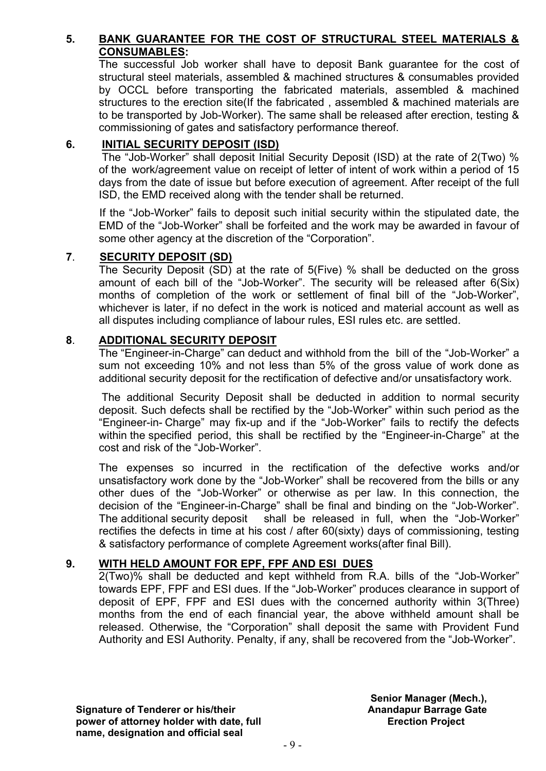## 5. BANK GUARANTEE FOR THE COST OF STRUCTURAL STEEL MATERIALS & CONSUMABLES:

The successful Job worker shall have to deposit Bank guarantee for the cost of structural steel materials, assembled & machined structures & consumables provided by OCCL before transporting the fabricated materials, assembled & machined structures to the erection site(If the fabricated , assembled & machined materials are to be transported by Job-Worker). The same shall be released after erection, testing & commissioning of gates and satisfactory performance thereof.

## 6. INITIAL SECURITY DEPOSIT (ISD)

The "Job-Worker" shall deposit Initial Security Deposit (ISD) at the rate of 2(Two) % of the work/agreement value on receipt of letter of intent of work within a period of 15 days from the date of issue but before execution of agreement. After receipt of the full ISD, the EMD received along with the tender shall be returned.

If the "Job-Worker" fails to deposit such initial security within the stipulated date, the EMD of the "Job-Worker" shall be forfeited and the work may be awarded in favour of some other agency at the discretion of the "Corporation".

## 7. SECURITY DEPOSIT (SD)

The Security Deposit (SD) at the rate of 5(Five) % shall be deducted on the gross amount of each bill of the "Job-Worker". The security will be released after 6(Six) months of completion of the work or settlement of final bill of the "Job-Worker", whichever is later, if no defect in the work is noticed and material account as well as all disputes including compliance of labour rules, ESI rules etc. are settled.

## 8. ADDITIONAL SECURITY DEPOSIT

The "Engineer-in-Charge" can deduct and withhold from the bill of the "Job-Worker" a sum not exceeding 10% and not less than 5% of the gross value of work done as additional security deposit for the rectification of defective and/or unsatisfactory work.

The additional Security Deposit shall be deducted in addition to normal security deposit. Such defects shall be rectified by the "Job-Worker" within such period as the "Engineer-in- Charge" may fix-up and if the "Job-Worker" fails to rectify the defects within the specified period, this shall be rectified by the "Engineer-in-Charge" at the cost and risk of the "Job-Worker".

The expenses so incurred in the rectification of the defective works and/or unsatisfactory work done by the "Job-Worker" shall be recovered from the bills or any other dues of the "Job-Worker" or otherwise as per law. In this connection, the decision of the "Engineer-in-Charge" shall be final and binding on the "Job-Worker". The additional security deposit shall be released in full, when the "Job-Worker" rectifies the defects in time at his cost / after 60(sixty) days of commissioning, testing & satisfactory performance of complete Agreement works(after final Bill).

## 9. WITH HELD AMOUNT FOR EPF, FPF AND ESI DUES

2(Two)% shall be deducted and kept withheld from R.A. bills of the "Job-Worker" towards EPF, FPF and ESI dues. If the "Job-Worker" produces clearance in support of deposit of EPF, FPF and ESI dues with the concerned authority within 3(Three) months from the end of each financial year, the above withheld amount shall be released. Otherwise, the "Corporation" shall deposit the same with Provident Fund Authority and ESI Authority. Penalty, if any, shall be recovered from the "Job-Worker".

**Signature of Tenderer or his/their power of attorney holder with date, full name, designation and official seal**

**Senior Manager (Mech.), Anandapur Barrage Gate Erection Project**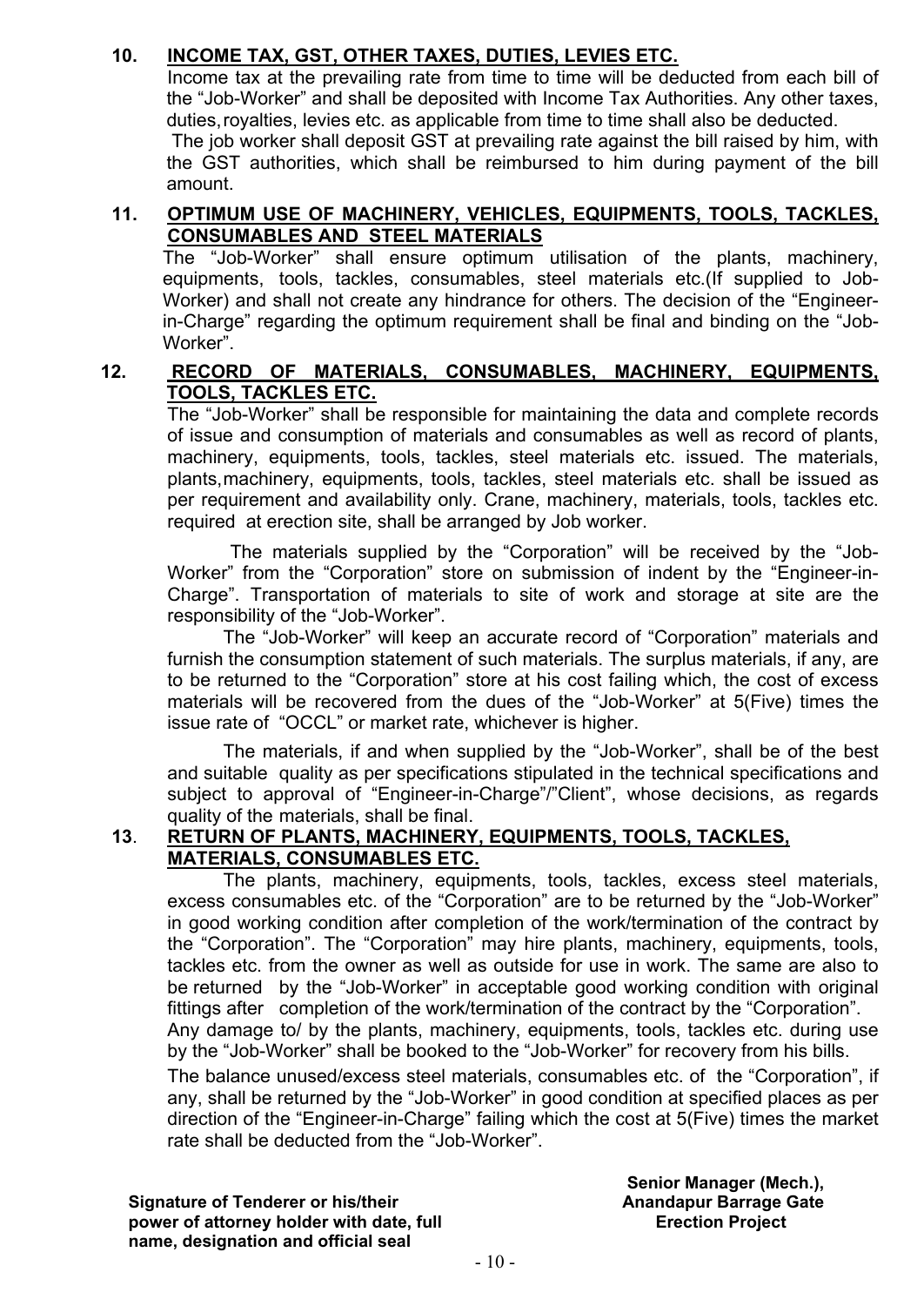## 10. INCOME TAX, GST, OTHER TAXES, DUTIES, LEVIES ETC.

Income tax at the prevailing rate from time to time will be deducted from each bill of the "Job-Worker" and shall be deposited with Income Tax Authorities. Any other taxes, duties, royalties, levies etc. as applicable from time to time shall also be deducted.

The job worker shall deposit GST at prevailing rate against the bill raised by him, with the GST authorities, which shall be reimbursed to him during payment of the bill amount.

## 11. OPTIMUM USE OF MACHINERY, VEHICLES, EQUIPMENTS, TOOLS, TACKLES, CONSUMABLES AND STEEL MATERIALS

The "Job-Worker" shall ensure optimum utilisation of the plants, machinery, equipments, tools, tackles, consumables, steel materials etc.(If supplied to Job-Worker) and shall not create any hindrance for others. The decision of the "Engineer-in-Charge" regarding the optimum requirement shall be final and binding on the "Job-Worker".

## 12. RECORD OF MATERIALS, CONSUMABLES, MACHINERY, EQUIPMENTS, TOOLS, TACKLES ETC.

The "Job-Worker" shall be responsible for maintaining the data and complete records of issue and consumption of materials and consumables as well as record of plants, machinery, equipments, tools, tackles, steel materials etc. issued. The materials, plants, machinery, equipments, tools, tackles, steel materials etc. shall be issued as per requirement and availability only. Crane, machinery, materials, tools, tackles etc. required at erection site, shall be arranged by Job worker.

The materials supplied by the "Corporation" will be received by the "Job-Worker" from the "Corporation" store on submission of indent by the "Engineer-in-Charge". Transportation of materials to site of work and storage at site are the responsibility of the "Job-Worker".

The "Job-Worker" will keep an accurate record of "Corporation" materials and furnish the consumption statement of such materials. The surplus materials, if any, are to be returned to the "Corporation" store at his cost failing which, the cost of excess materials will be recovered from the dues of the "Job-Worker" at 5(Five) times the issue rate of "OCCL" or market rate, whichever is higher.

The materials, if and when supplied by the "Job-Worker", shall be of the best and suitable quality as per specifications stipulated in the technical specifications and subject to approval of "Engineer-in-Charge"/"Client", whose decisions, as regards quality of the materials, shall be final.

## 13. RETURN OF PLANTS, MACHINERY, EQUIPMENTS, TOOLS, TACKLES, MATERIALS, CONSUMABLES ETC.

The plants, machinery, equipments, tools, tackles, excess steel materials, excess consumables etc. of the "Corporation" are to be returned by the "Job-Worker" in good working condition after completion of the work/termination of the contract by the "Corporation". The "Corporation" may hire plants, machinery, equipments, tools, tackles etc. from the owner as well as outside for use in work. The same are also to be returned by the "Job-Worker" in acceptable good working condition with original fittings after completion of the work/termination of the contract by the "Corporation".

Any damage to/ by the plants, machinery, equipments, tools, tackles etc. during use by the "Job-Worker" shall be booked to the "Job-Worker" for recovery from his bills.

The balance unused/excess steel materials, consumables etc. of the "Corporation", if any, shall be returned by the "Job-Worker" in good condition at specified places as per direction of the "Engineer-in-Charge" failing which the cost at 5(Five) times the market rate shall be deducted from the "Job-Worker".

**Signature of Tenderer or his/their power of attorney holder with date, full name, designation and official seal**

**Senior Manager (Mech.), Anandapur Barrage Gate Erection Project**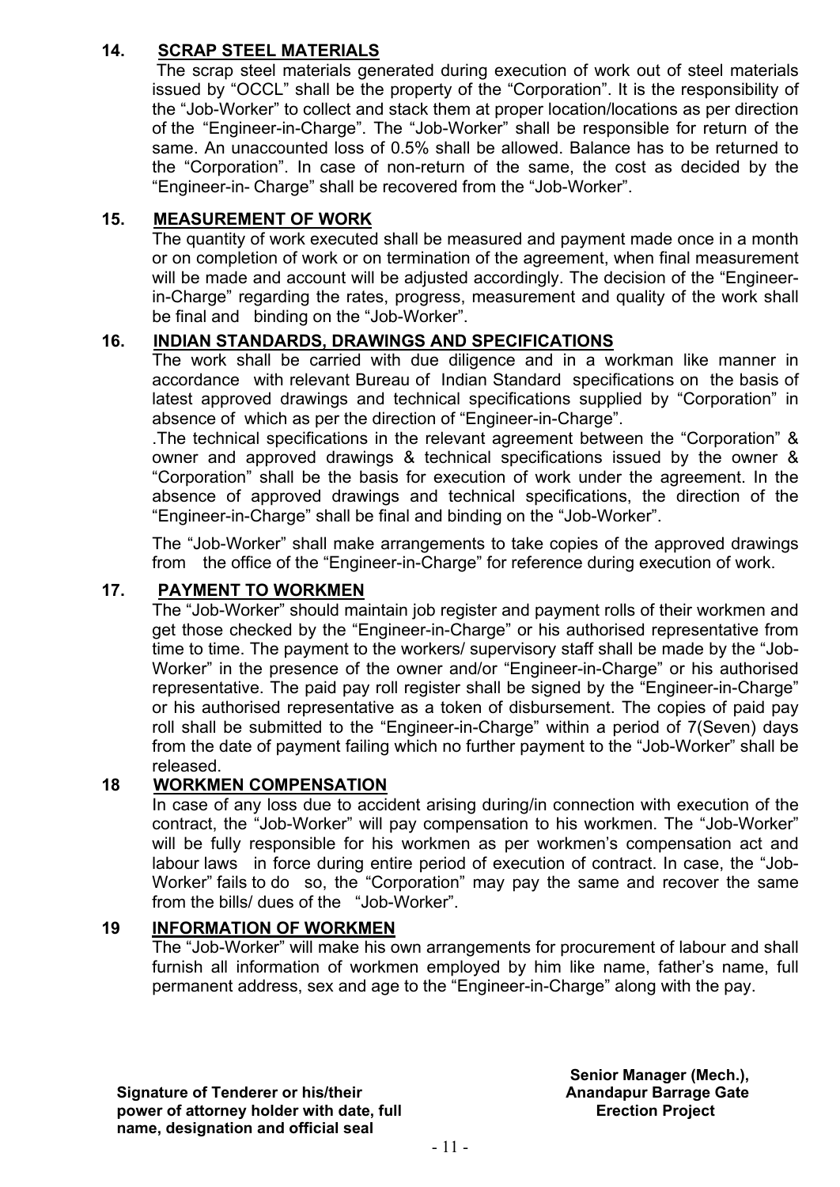## 14. SCRAP STEEL MATERIALS

The scrap steel materials generated during execution of work out of steel materials issued by "OCCL" shall be the property of the "Corporation". It is the responsibility of the "Job-Worker" to collect and stack them at proper location/locations as per direction of the "Engineer-in-Charge". The "Job-Worker" shall be responsible for return of the same. An unaccounted loss of 0.5% shall be allowed. Balance has to be returned to the "Corporation". In case of non-return of the same, the cost as decided by the "Engineer-in- Charge" shall be recovered from the "Job-Worker".

## 15. MEASUREMENT OF WORK

The quantity of work executed shall be measured and payment made once in a month or on completion of work or on termination of the agreement, when final measurement will be made and account will be adjusted accordingly. The decision of the "Engineer-in-Charge" regarding the rates, progress, measurement and quality of the work shall be final and binding on the "Job-Worker".

## 16. INDIAN STANDARDS, DRAWINGS AND SPECIFICATIONS

The work shall be carried with due diligence and in a workman like manner in accordance with relevant Bureau of Indian Standard specifications on the basis of latest approved drawings and technical specifications supplied by "Corporation" in absence of which as per the direction of "Engineer-in-Charge".

.The technical specifications in the relevant agreement between the "Corporation" & owner and approved drawings & technical specifications issued by the owner & "Corporation" shall be the basis for execution of work under the agreement. In the absence of approved drawings and technical specifications, the direction of the "Engineer-in-Charge" shall be final and binding on the "Job-Worker".

The "Job-Worker" shall make arrangements to take copies of the approved drawings from the office of the "Engineer-in-Charge" for reference during execution of work.

## 17. PAYMENT TO WORKMEN

The "Job-Worker" should maintain job register and payment rolls of their workmen and get those checked by the "Engineer-in-Charge" or his authorised representative from time to time. The payment to the workers/ supervisory staff shall be made by the "Job-Worker" in the presence of the owner and/or "Engineer-in-Charge" or his authorised representative. The paid pay roll register shall be signed by the "Engineer-in-Charge" or his authorised representative as a token of disbursement. The copies of paid pay roll shall be submitted to the "Engineer-in-Charge" within a period of 7(Seven) days from the date of payment failing which no further payment to the "Job-Worker" shall be released.

## 18 WORKMEN COMPENSATION

In case of any loss due to accident arising during/in connection with execution of the contract, the "Job-Worker" will pay compensation to his workmen. The "Job-Worker" will be fully responsible for his workmen as per workmen's compensation act and labour laws in force during entire period of execution of contract. In case, the "Job-Worker" fails to do so, the "Corporation" may pay the same and recover the same from the bills/ dues of the "Job-Worker".

## 19 INFORMATION OF WORKMEN

The "Job-Worker" will make his own arrangements for procurement of labour and shall furnish all information of workmen employed by him like name, father's name, full permanent address, sex and age to the "Engineer-in-Charge" along with the pay.

**Signature of Tenderer or his/their power of attorney holder with date, full name, designation and official seal**

**Senior Manager (Mech.), Anandapur Barrage Gate Erection Project**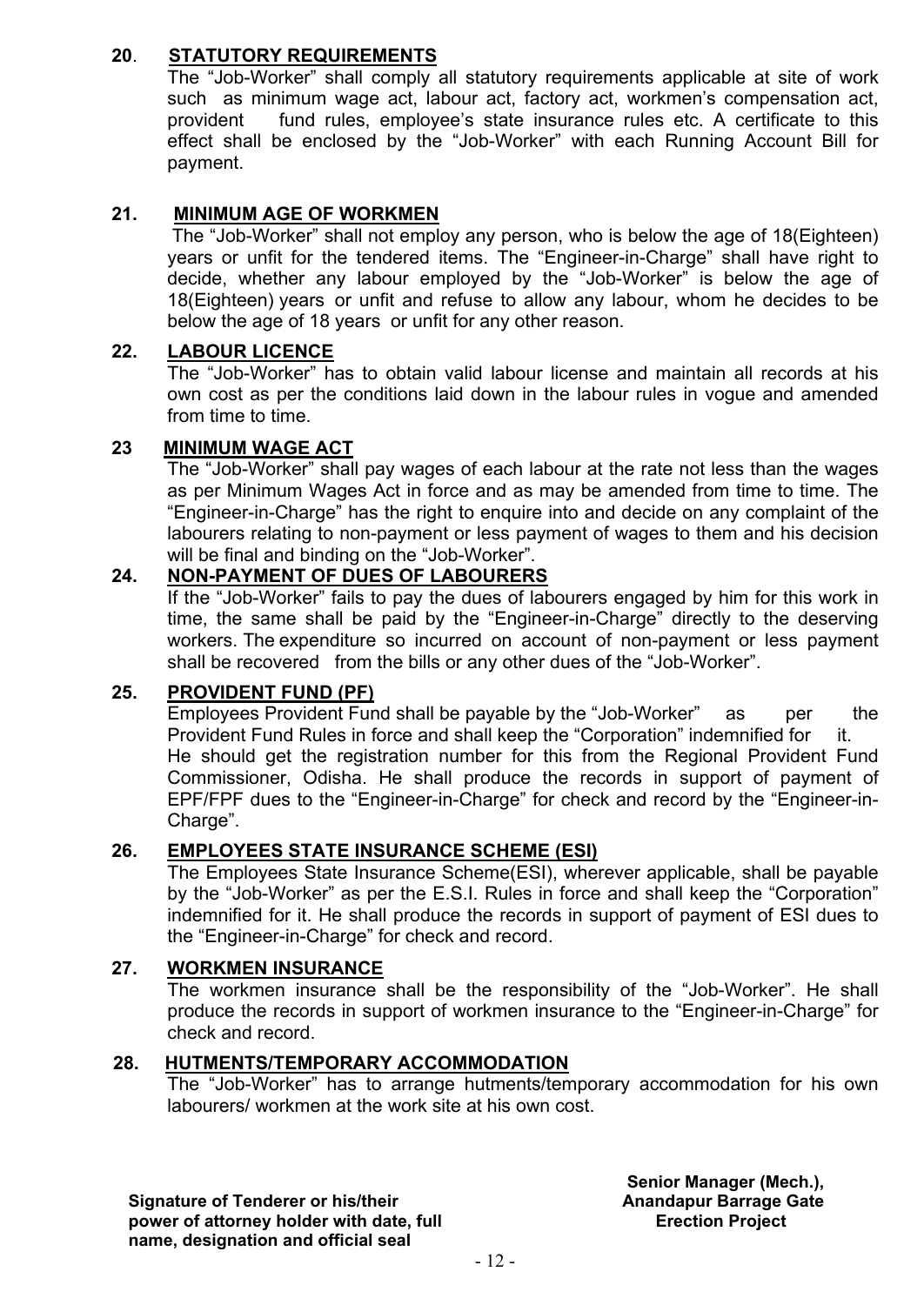## 20. STATUTORY REQUIREMENTS

The "Job-Worker" shall comply all statutory requirements applicable at site of work such as minimum wage act, labour act, factory act, workmen's compensation act, provident fund rules, employee's state insurance rules etc. A certificate to this effect shall be enclosed by the "Job-Worker" with each Running Account Bill for payment.

## 21. MINIMUM AGE OF WORKMEN

The "Job-Worker" shall not employ any person, who is below the age of 18(Eighteen) years or unfit for the tendered items. The "Engineer-in-Charge" shall have right to decide, whether any labour employed by the "Job-Worker" is below the age of 18(Eighteen) years or unfit and refuse to allow any labour, whom he decides to be below the age of 18 years or unfit for any other reason.

## 22. LABOUR LICENCE

The "Job-Worker" has to obtain valid labour license and maintain all records at his own cost as per the conditions laid down in the labour rules in vogue and amended from time to time.

## 23 MINIMUM WAGE ACT

The "Job-Worker" shall pay wages of each labour at the rate not less than the wages as per Minimum Wages Act in force and as may be amended from time to time. The "Engineer-in-Charge" has the right to enquire into and decide on any complaint of the labourers relating to non-payment or less payment of wages to them and his decision will be final and binding on the "Job-Worker".

## 24. NON-PAYMENT OF DUES OF LABOURERS

If the "Job-Worker" fails to pay the dues of labourers engaged by him for this work in time, the same shall be paid by the "Engineer-in-Charge" directly to the deserving workers. The expenditure so incurred on account of non-payment or less payment shall be recovered from the bills or any other dues of the "Job-Worker".

## 25. PROVIDENT FUND (PF)

Employees Provident Fund shall be payable by the "Job-Worker" as per the Provident Fund Rules in force and shall keep the "Corporation" indemnified for it. He should get the registration number for this from the Regional Provident Fund Commissioner, Odisha. He shall produce the records in support of payment of EPF/FPF dues to the "Engineer-in-Charge" for check and record by the "Engineer-in-Charge".

## 26. EMPLOYEES STATE INSURANCE SCHEME (ESI)

The Employees State Insurance Scheme(ESI), wherever applicable, shall be payable by the "Job-Worker" as per the E.S.I. Rules in force and shall keep the "Corporation" indemnified for it. He shall produce the records in support of payment of ESI dues to the "Engineer-in-Charge" for check and record.

## 27. WORKMEN INSURANCE

The workmen insurance shall be the responsibility of the "Job-Worker". He shall produce the records in support of workmen insurance to the "Engineer-in-Charge" for check and record.

## 28. HUTMENTS/TEMPORARY ACCOMMODATION

The "Job-Worker" has to arrange hutments/temporary accommodation for his own labourers/ workmen at the work site at his own cost.

**Signature of Tenderer or his/their power of attorney holder with date, full name, designation and official seal**

**Senior Manager (Mech.), Anandapur Barrage Gate Erection Project**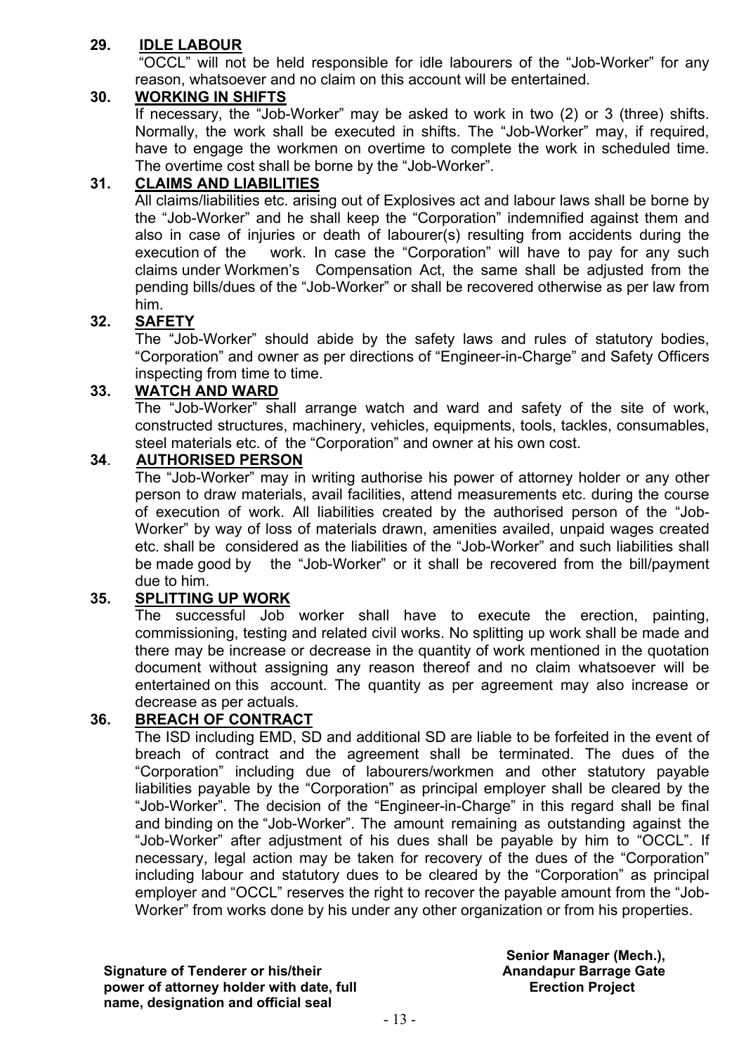**29. IDLE LABOUR**

"OCCL" will not be held responsible for idle labourers of the "Job-Worker" for any reason, whatsoever and no claim on this account will be entertained.

**30. WORKING IN SHIFTS**

If necessary, the "Job-Worker" may be asked to work in two (2) or 3 (three) shifts. Normally, the work shall be executed in shifts. The "Job-Worker" may, if required, have to engage the workmen on overtime to complete the work in scheduled time. The overtime cost shall be borne by the "Job-Worker".

**31. CLAIMS AND LIABILITIES**

All claims/liabilities etc. arising out of Explosives act and labour laws shall be borne by the "Job-Worker" and he shall keep the "Corporation" indemnified against them and also in case of injuries or death of labourer(s) resulting from accidents during the execution of the work. In case the "Corporation" will have to pay for any such claims under Workmen's Compensation Act, the same shall be adjusted from the pending bills/dues of the "Job-Worker" or shall be recovered otherwise as per law from him.

**32. SAFETY**

The "Job-Worker" should abide by the safety laws and rules of statutory bodies, "Corporation" and owner as per directions of "Engineer-in-Charge" and Safety Officers inspecting from time to time.

**33. WATCH AND WARD**

The "Job-Worker" shall arrange watch and ward and safety of the site of work, constructed structures, machinery, vehicles, equipments, tools, tackles, consumables, steel materials etc. of the "Corporation" and owner at his own cost.

**34. AUTHORISED PERSON**

The "Job-Worker" may in writing authorise his power of attorney holder or any other person to draw materials, avail facilities, attend measurements etc. during the course of execution of work. All liabilities created by the authorised person of the "Job-Worker" by way of loss of materials drawn, amenities availed, unpaid wages created etc. shall be considered as the liabilities of the "Job-Worker" and such liabilities shall be made good by the "Job-Worker" or it shall be recovered from the bill/payment due to him.

**35. SPLITTING UP WORK**

The successful Job worker shall have to execute the erection, painting, commissioning, testing and related civil works. No splitting up work shall be made and there may be increase or decrease in the quantity of work mentioned in the quotation document without assigning any reason thereof and no claim whatsoever will be entertained on this account. The quantity as per agreement may also increase or decrease as per actuals.

**36. BREACH OF CONTRACT**

The ISD including EMD, SD and additional SD are liable to be forfeited in the event of breach of contract and the agreement shall be terminated. The dues of the "Corporation" including due of labourers/workmen and other statutory payable liabilities payable by the "Corporation" as principal employer shall be cleared by the "Job-Worker". The decision of the "Engineer-in-Charge" in this regard shall be final and binding on the "Job-Worker". The amount remaining as outstanding against the "Job-Worker" after adjustment of his dues shall be payable by him to "OCCL". If necessary, legal action may be taken for recovery of the dues of the "Corporation" including labour and statutory dues to be cleared by the "Corporation" as principal employer and "OCCL" reserves the right to recover the payable amount from the "Job-Worker" from works done by his under any other organization or from his properties.

**Signature of Tenderer or his/their power of attorney holder with date, full name, designation and official seal**

**Senior Manager (Mech.), Anandapur Barrage Gate Erection Project**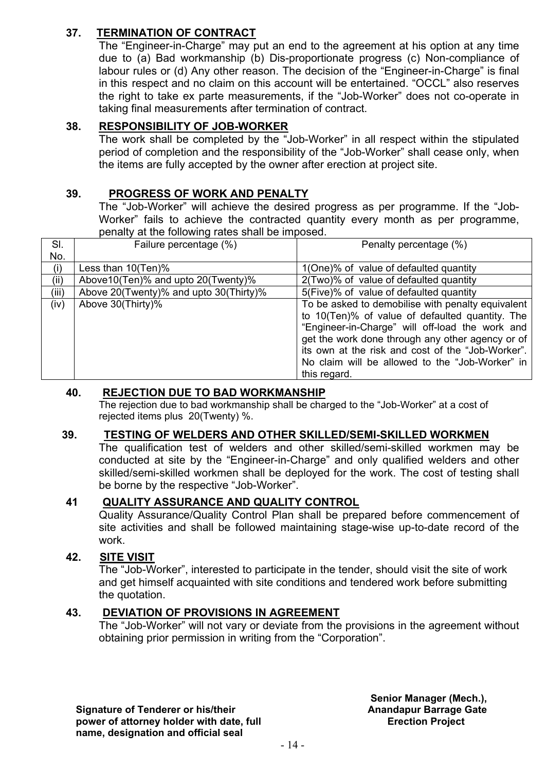### 37. TERMINATION OF CONTRACT

The "Engineer-in-Charge" may put an end to the agreement at his option at any time due to (a) Bad workmanship (b) Dis-proportionate progress (c) Non-compliance of labour rules or (d) Any other reason. The decision of the "Engineer-in-Charge" is final in this respect and no claim on this account will be entertained. "OCCL" also reserves the right to take ex parte measurements, if the "Job-Worker" does not co-operate in taking final measurements after termination of contract.

### 38. RESPONSIBILITY OF JOB-WORKER

The work shall be completed by the "Job-Worker" in all respect within the stipulated period of completion and the responsibility of the "Job-Worker" shall cease only, when the items are fully accepted by the owner after erection at project site.

### 39. PROGRESS OF WORK AND PENALTY

The "Job-Worker" will achieve the desired progress as per programme. If the "Job-Worker" fails to achieve the contracted quantity every month as per programme, penalty at the following rates shall be imposed.

| Sl. No. | Failure percentage (%) | Penalty percentage (%) |
|---|---|---|
| (i) | Less than 10(Ten)% | 1(One)% of value of defaulted quantity |
| (ii) | Above10(Ten)% and upto 20(Twenty)% | 2(Two)% of value of defaulted quantity |
| (iii) | Above 20(Twenty)% and upto 30(Thirty)% | 5(Five)% of value of defaulted quantity |
| (iv) | Above 30(Thirty)% | To be asked to demobilise with penalty equivalent to 10(Ten)% of value of defaulted quantity. The "Engineer-in-Charge" will off-load the work and get the work done through any other agency or of its own at the risk and cost of the "Job-Worker". No claim will be allowed to the "Job-Worker" in this regard. |

### 40. REJECTION DUE TO BAD WORKMANSHIP

The rejection due to bad workmanship shall be charged to the "Job-Worker" at a cost of rejected items plus 20(Twenty) %.

### 39. TESTING OF WELDERS AND OTHER SKILLED/SEMI-SKILLED WORKMEN

The qualification test of welders and other skilled/semi-skilled workmen may be conducted at site by the "Engineer-in-Charge" and only qualified welders and other skilled/semi-skilled workmen shall be deployed for the work. The cost of testing shall be borne by the respective "Job-Worker".

### 41 QUALITY ASSURANCE AND QUALITY CONTROL

Quality Assurance/Quality Control Plan shall be prepared before commencement of site activities and shall be followed maintaining stage-wise up-to-date record of the work.

### 42. SITE VISIT

The "Job-Worker", interested to participate in the tender, should visit the site of work and get himself acquainted with site conditions and tendered work before submitting the quotation.

### 43. DEVIATION OF PROVISIONS IN AGREEMENT

The "Job-Worker" will not vary or deviate from the provisions in the agreement without obtaining prior permission in writing from the "Corporation".

**Signature of Tenderer or his/their power of attorney holder with date, full name, designation and official seal**

**Senior Manager (Mech.), Anandapur Barrage Gate Erection Project**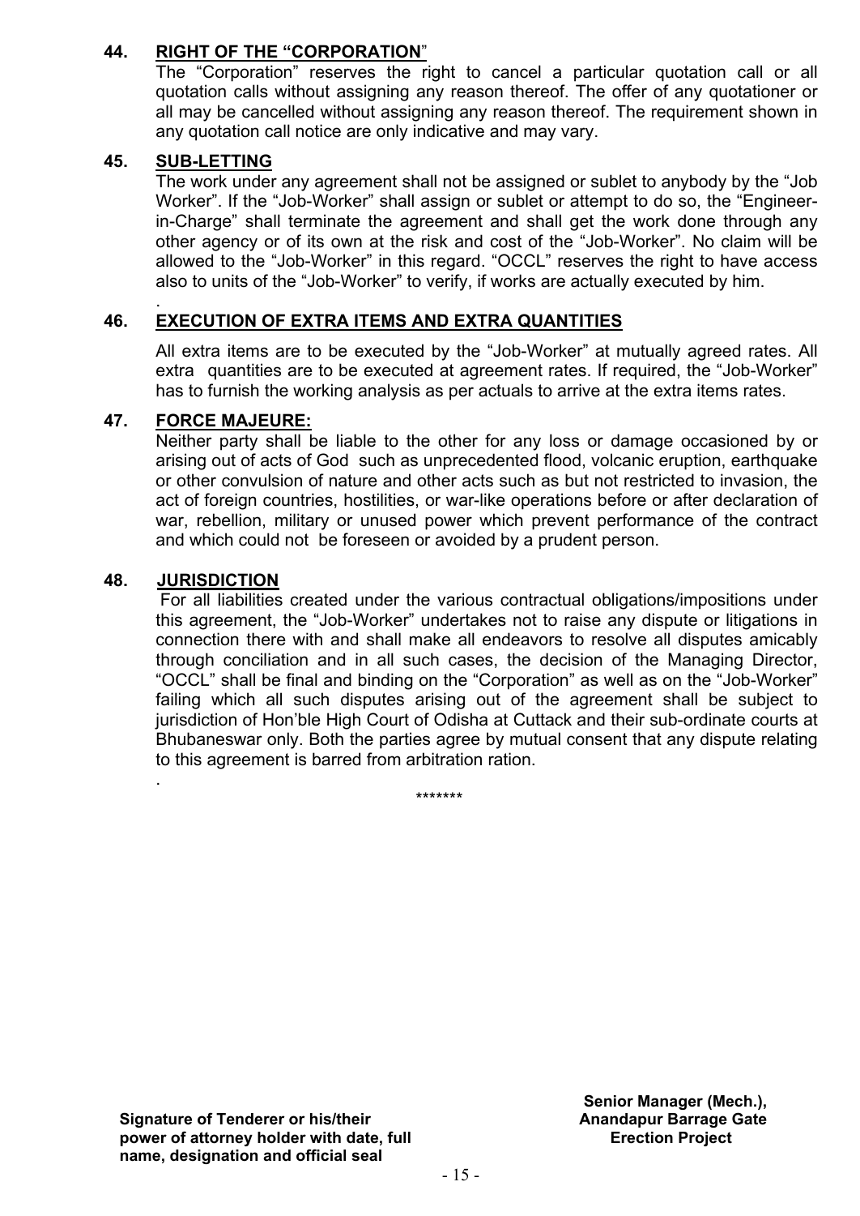**44. RIGHT OF THE "CORPORATION"**

The "Corporation" reserves the right to cancel a particular quotation call or all quotation calls without assigning any reason thereof. The offer of any quotationer or all may be cancelled without assigning any reason thereof. The requirement shown in any quotation call notice are only indicative and may vary.

**45. SUB-LETTING**

The work under any agreement shall not be assigned or sublet to anybody by the "Job Worker". If the "Job-Worker" shall assign or sublet or attempt to do so, the "Engineer-in-Charge" shall terminate the agreement and shall get the work done through any other agency or of its own at the risk and cost of the "Job-Worker". No claim will be allowed to the "Job-Worker" in this regard. "OCCL" reserves the right to have access also to units of the "Job-Worker" to verify, if works are actually executed by him.

**46. EXECUTION OF EXTRA ITEMS AND EXTRA QUANTITIES**

All extra items are to be executed by the "Job-Worker" at mutually agreed rates. All extra quantities are to be executed at agreement rates. If required, the "Job-Worker" has to furnish the working analysis as per actuals to arrive at the extra items rates.

**47. FORCE MAJEURE:**

Neither party shall be liable to the other for any loss or damage occasioned by or arising out of acts of God such as unprecedented flood, volcanic eruption, earthquake or other convulsion of nature and other acts such as but not restricted to invasion, the act of foreign countries, hostilities, or war-like operations before or after declaration of war, rebellion, military or unused power which prevent performance of the contract and which could not be foreseen or avoided by a prudent person.

**48. JURISDICTION**

For all liabilities created under the various contractual obligations/impositions under this agreement, the "Job-Worker" undertakes not to raise any dispute or litigations in connection there with and shall make all endeavors to resolve all disputes amicably through conciliation and in all such cases, the decision of the Managing Director, "OCCL" shall be final and binding on the "Corporation" as well as on the "Job-Worker" failing which all such disputes arising out of the agreement shall be subject to jurisdiction of Hon'ble High Court of Odisha at Cuttack and their sub-ordinate courts at Bhubaneswar only. Both the parties agree by mutual consent that any dispute relating to this agreement is barred from arbitration ration.

\*\*\*\*\*\*\*

**Signature of Tenderer or his/their power of attorney holder with date, full name, designation and official seal**

**Senior Manager (Mech.), Anandapur Barrage Gate Erection Project**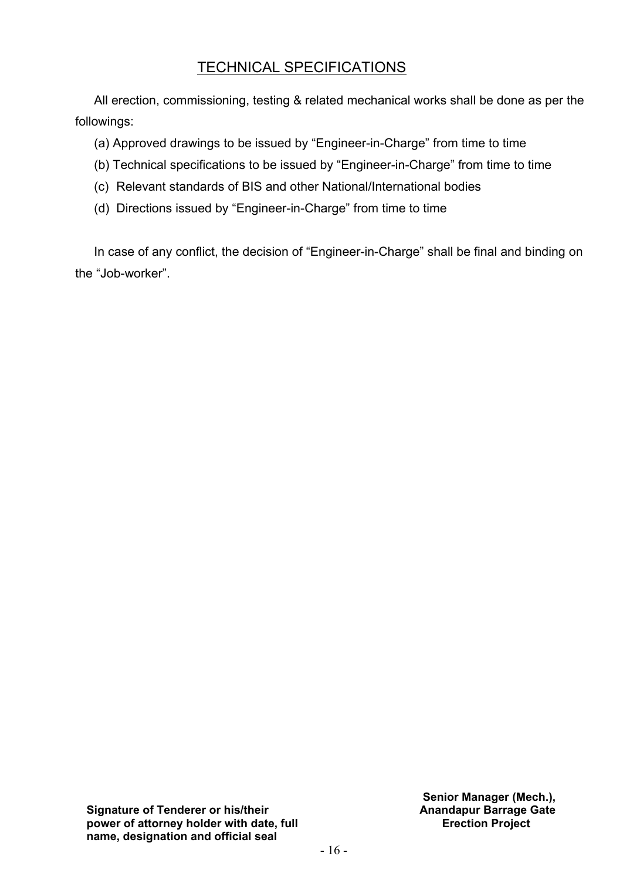# TECHNICAL SPECIFICATIONS

All erection, commissioning, testing & related mechanical works shall be done as per the followings:

(a) Approved drawings to be issued by "Engineer-in-Charge" from time to time

(b) Technical specifications to be issued by "Engineer-in-Charge" from time to time

(c) Relevant standards of BIS and other National/International bodies

(d) Directions issued by "Engineer-in-Charge" from time to time

In case of any conflict, the decision of "Engineer-in-Charge" shall be final and binding on the "Job-worker".

**Signature of Tenderer or his/their power of attorney holder with date, full name, designation and official seal**

**Senior Manager (Mech.), Anandapur Barrage Gate Erection Project**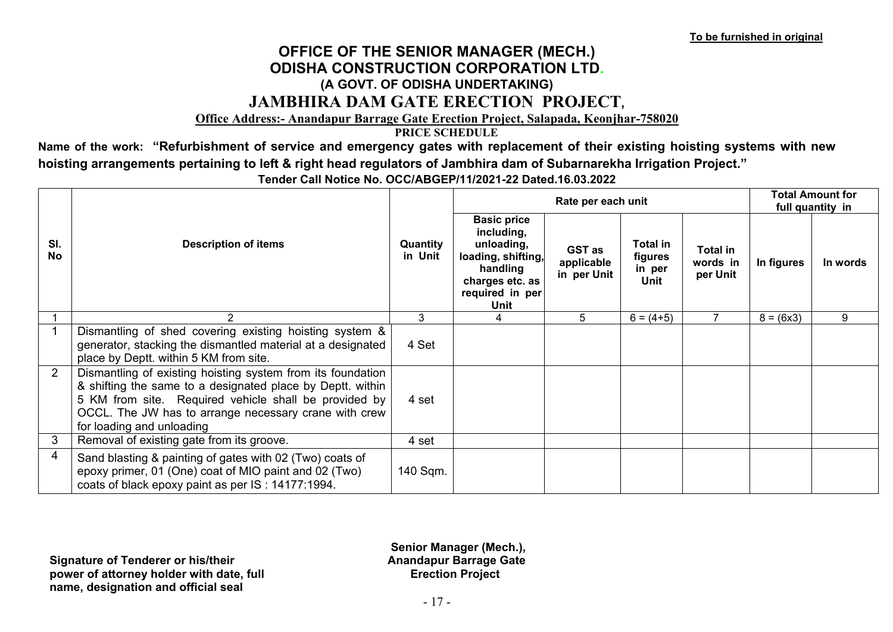**To be furnished in original**

# OFFICE OF THE SENIOR MANAGER (MECH.)
# ODISHA CONSTRUCTION CORPORATION LTD.
### (A GOVT. OF ODISHA UNDERTAKING)
## JAMBHIRA DAM GATE ERECTION PROJECT,

**Office Address:- Anandapur Barrage Gate Erection Project, Salapada, Keonjhar-758020**

**PRICE SCHEDULE**

**Name of the work: "Refurbishment of service and emergency gates with replacement of their existing hoisting systems with new hoisting arrangements pertaining to left & right head regulators of Jambhira dam of Subarnarekha Irrigation Project."**

**Tender Call Notice No. OCC/ABGEP/11/2021-22 Dated.16.03.2022**

| Sl. No | Description of items | Quantity in Unit | Rate per each unit | | | | Total Amount for full quantity in | |
|---|---|---|---|---|---|---|---|---|
| | | | Basic price including, unloading, loading, shifting, handling charges etc. as required in per Unit | GST as applicable in per Unit | Total in figures in per Unit | Total in words in per Unit | In figures | In words |
| 1 | 2 | 3 | 4 | 5 | 6 = (4+5) | 7 | 8 = (6x3) | 9 |
| 1 | Dismantling of shed covering existing hoisting system & generator, stacking the dismantled material at a designated place by Deptt. within 5 KM from site. | 4 Set | | | | | | |
| 2 | Dismantling of existing hoisting system from its foundation & shifting the same to a designated place by Deptt. within 5 KM from site. Required vehicle shall be provided by OCCL. The JW has to arrange necessary crane with crew for loading and unloading | 4 set | | | | | | |
| 3 | Removal of existing gate from its groove. | 4 set | | | | | | |
| 4 | Sand blasting & painting of gates with 02 (Two) coats of epoxy primer, 01 (One) coat of MIO paint and 02 (Two) coats of black epoxy paint as per IS : 14177:1994. | 140 Sqm. | | | | | | |

**Signature of Tenderer or his/their power of attorney holder with date, full name, designation and official seal**

**Senior Manager (Mech.), Anandapur Barrage Gate Erection Project**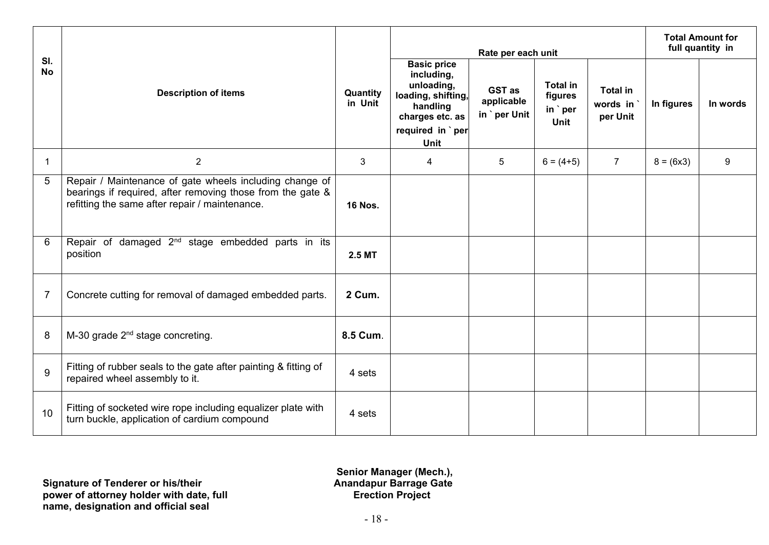| Sl. No | Description of items | Quantity in Unit | Rate per each unit | | | | Total Amount for full quantity in | |
|---|---|---|---|---|---|---|---|---|
| | | | Basic price including, unloading, loading, shifting, handling charges etc. as required in ` per Unit | GST as applicable in ` per Unit | Total in figures in ` per Unit | Total in words in ` per Unit | In figures | In words |
| 1 | 2 | 3 | 4 | 5 | 6 = (4+5) | 7 | 8 = (6x3) | 9 |
| 5 | Repair / Maintenance of gate wheels including change of bearings if required, after removing those from the gate & refitting the same after repair / maintenance. | **16 Nos.** | | | | | | |
| 6 | Repair of damaged 2nd stage embedded parts in its position | **2.5 MT** | | | | | | |
| 7 | Concrete cutting for removal of damaged embedded parts. | **2 Cum.** | | | | | | |
| 8 | M-30 grade 2nd stage concreting. | **8.5 Cum**. | | | | | | |
| 9 | Fitting of rubber seals to the gate after painting & fitting of repaired wheel assembly to it. | 4 sets | | | | | | |
| 10 | Fitting of socketed wire rope including equalizer plate with turn buckle, application of cardium compound | 4 sets | | | | | | |

**Signature of Tenderer or his/their power of attorney holder with date, full name, designation and official seal**

**Senior Manager (Mech.), Anandapur Barrage Gate Erection Project**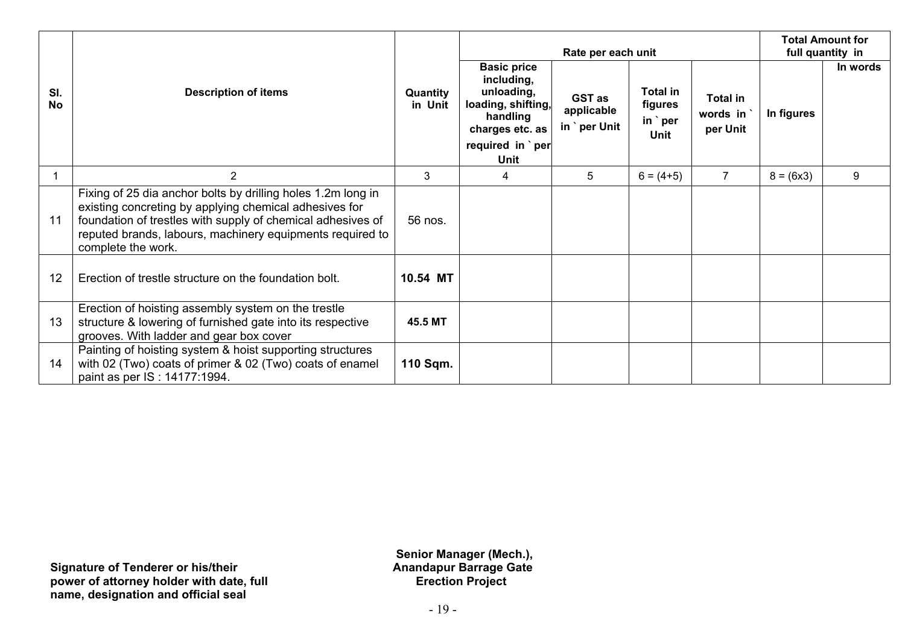| Sl. No | Description of items | Quantity in Unit | Rate per each unit | | | | Total Amount for full quantity in | |
|---|---|---|---|---|---|---|---|---|
| | | | Basic price including, unloading, loading, shifting, handling charges etc. as required in ` per Unit | GST as applicable in ` per Unit | Total in figures in ` per Unit | Total in words in ` per Unit | In figures | In words |
| 1 | 2 | 3 | 4 | 5 | 6 = (4+5) | 7 | 8 = (6x3) | 9 |
| 11 | Fixing of 25 dia anchor bolts by drilling holes 1.2m long in existing concreting by applying chemical adhesives for foundation of trestles with supply of chemical adhesives of reputed brands, labours, machinery equipments required to complete the work. | 56 nos. | | | | | | |
| 12 | Erection of trestle structure on the foundation bolt. | **10.54 MT** | | | | | | |
| 13 | Erection of hoisting assembly system on the trestle structure & lowering of furnished gate into its respective grooves. With ladder and gear box cover | **45.5 MT** | | | | | | |
| 14 | Painting of hoisting system & hoist supporting structures with 02 (Two) coats of primer & 02 (Two) coats of enamel paint as per IS : 14177:1994. | **110 Sqm.** | | | | | | |

**Signature of Tenderer or his/their power of attorney holder with date, full name, designation and official seal**

**Senior Manager (Mech.), Anandapur Barrage Gate Erection Project**